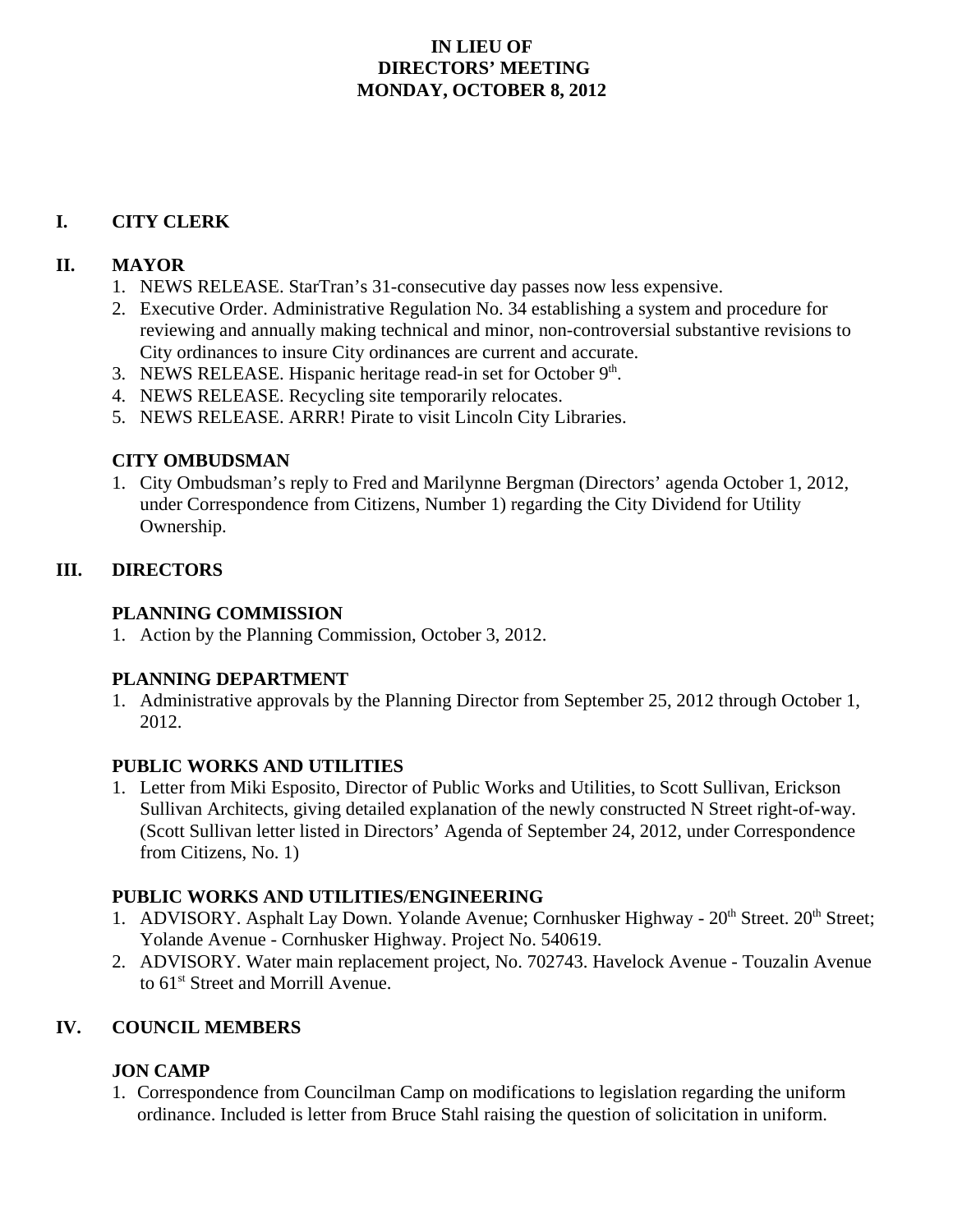# IN LIEU OF
# DIRECTORS' MEETING
# MONDAY, OCTOBER 8, 2012

## I. CITY CLERK

## II. MAYOR

1. NEWS RELEASE. StarTran's 31-consecutive day passes now less expensive.
2. Executive Order. Administrative Regulation No. 34 establishing a system and procedure for reviewing and annually making technical and minor, non-controversial substantive revisions to City ordinances to insure City ordinances are current and accurate.
3. NEWS RELEASE. Hispanic heritage read-in set for October 9th.
4. NEWS RELEASE. Recycling site temporarily relocates.
5. NEWS RELEASE. ARRR! Pirate to visit Lincoln City Libraries.

### CITY OMBUDSMAN

1. City Ombudsman's reply to Fred and Marilynne Bergman (Directors' agenda October 1, 2012, under Correspondence from Citizens, Number 1) regarding the City Dividend for Utility Ownership.

## III. DIRECTORS

### PLANNING COMMISSION

1. Action by the Planning Commission, October 3, 2012.

### PLANNING DEPARTMENT

1. Administrative approvals by the Planning Director from September 25, 2012 through October 1, 2012.

### PUBLIC WORKS AND UTILITIES

1. Letter from Miki Esposito, Director of Public Works and Utilities, to Scott Sullivan, Erickson Sullivan Architects, giving detailed explanation of the newly constructed N Street right-of-way. (Scott Sullivan letter listed in Directors' Agenda of September 24, 2012, under Correspondence from Citizens, No. 1)

### PUBLIC WORKS AND UTILITIES/ENGINEERING

1. ADVISORY. Asphalt Lay Down. Yolande Avenue; Cornhusker Highway - 20th Street. 20th Street; Yolande Avenue - Cornhusker Highway. Project No. 540619.
2. ADVISORY. Water main replacement project, No. 702743. Havelock Avenue - Touzalin Avenue to 61st Street and Morrill Avenue.

## IV. COUNCIL MEMBERS

### JON CAMP

1. Correspondence from Councilman Camp on modifications to legislation regarding the uniform ordinance. Included is letter from Bruce Stahl raising the question of solicitation in uniform.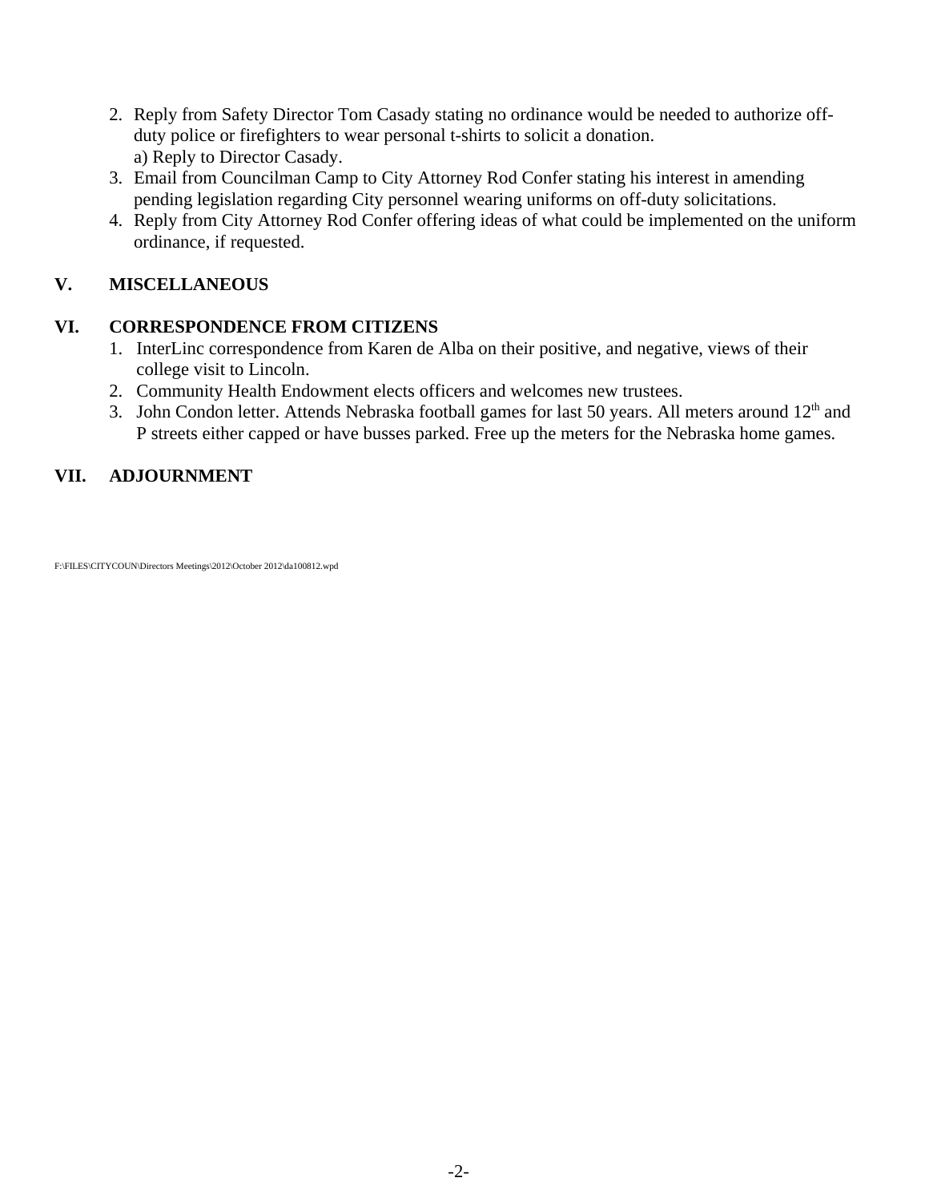2. Reply from Safety Director Tom Casady stating no ordinance would be needed to authorize off-duty police or firefighters to wear personal t-shirts to solicit a donation.
   a) Reply to Director Casady.
3. Email from Councilman Camp to City Attorney Rod Confer stating his interest in amending pending legislation regarding City personnel wearing uniforms on off-duty solicitations.
4. Reply from City Attorney Rod Confer offering ideas of what could be implemented on the uniform ordinance, if requested.

## V. MISCELLANEOUS

## VI. CORRESPONDENCE FROM CITIZENS

1. InterLinc correspondence from Karen de Alba on their positive, and negative, views of their college visit to Lincoln.
2. Community Health Endowment elects officers and welcomes new trustees.
3. John Condon letter. Attends Nebraska football games for last 50 years. All meters around 12th and P streets either capped or have busses parked. Free up the meters for the Nebraska home games.

## VII. ADJOURNMENT

F:\FILES\CITYCOUN\Directors Meetings\2012\October 2012\da100812.wpd